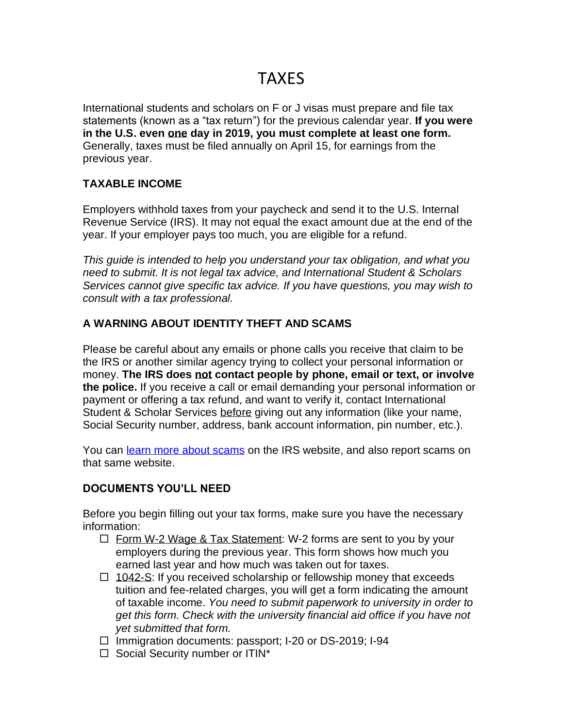# TAXES

International students and scholars on F or J visas must prepare and file tax statements (known as a "tax return") for the previous calendar year. **If you were in the U.S. even one day in 2019, you must complete at least one form.** Generally, taxes must be filed annually on April 15, for earnings from the previous year.

## TAXABLE INCOME

Employers withhold taxes from your paycheck and send it to the U.S. Internal Revenue Service (IRS). It may not equal the exact amount due at the end of the year. If your employer pays too much, you are eligible for a refund.

*This guide is intended to help you understand your tax obligation, and what you need to submit. It is not legal tax advice, and International Student & Scholars Services cannot give specific tax advice. If you have questions, you may wish to consult with a tax professional.*

## A WARNING ABOUT IDENTITY THEFT AND SCAMS

Please be careful about any emails or phone calls you receive that claim to be the IRS or another similar agency trying to collect your personal information or money. **The IRS does not contact people by phone, email or text, or involve the police.** If you receive a call or email demanding your personal information or payment or offering a tax refund, and want to verify it, contact International Student & Scholar Services before giving out any information (like your name, Social Security number, address, bank account information, pin number, etc.).

You can learn more about scams on the IRS website, and also report scams on that same website.

## DOCUMENTS YOU'LL NEED

Before you begin filling out your tax forms, make sure you have the necessary information:

- ☐ Form W-2 Wage & Tax Statement: W-2 forms are sent to you by your employers during the previous year. This form shows how much you earned last year and how much was taken out for taxes.
- ☐ 1042-S: If you received scholarship or fellowship money that exceeds tuition and fee-related charges, you will get a form indicating the amount of taxable income. *You need to submit paperwork to university in order to get this form. Check with the university financial aid office if you have not yet submitted that form.*
- ☐ Immigration documents: passport; I-20 or DS-2019; I-94
- ☐ Social Security number or ITIN*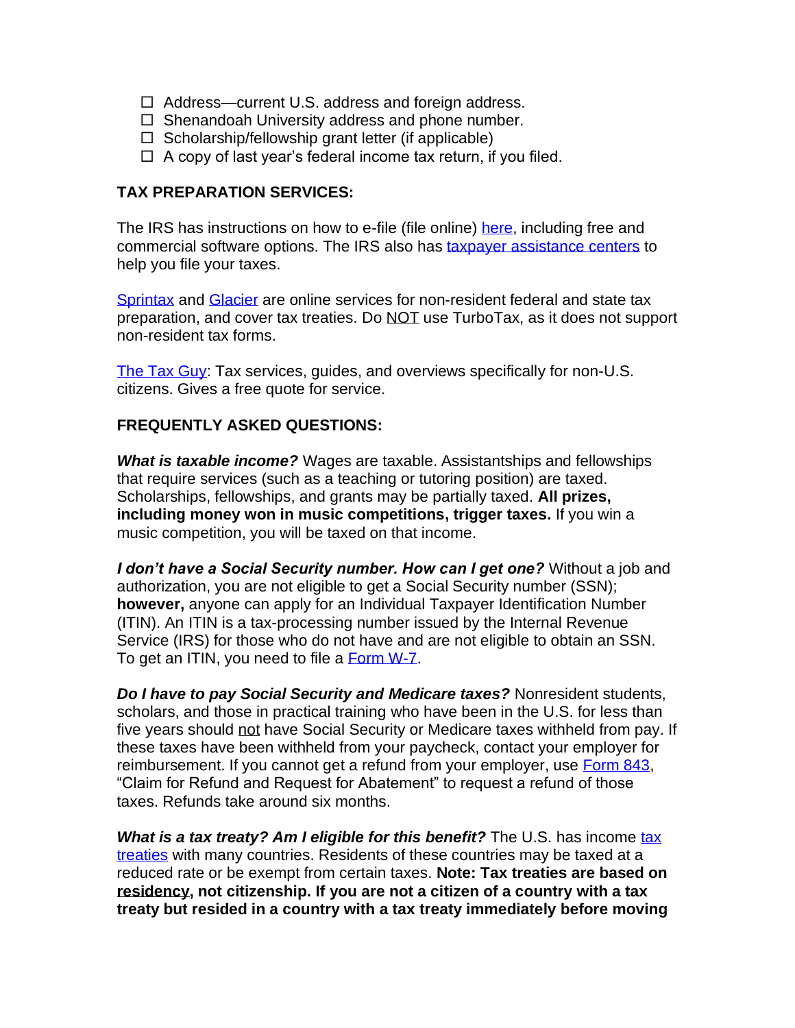- ☐ Address—current U.S. address and foreign address.
- ☐ Shenandoah University address and phone number.
- ☐ Scholarship/fellowship grant letter (if applicable)
- ☐ A copy of last year's federal income tax return, if you filed.

**TAX PREPARATION SERVICES:**

The IRS has instructions on how to e-file (file online) here, including free and commercial software options. The IRS also has taxpayer assistance centers to help you file your taxes.

Sprintax and Glacier are online services for non-resident federal and state tax preparation, and cover tax treaties. Do NOT use TurboTax, as it does not support non-resident tax forms.

The Tax Guy: Tax services, guides, and overviews specifically for non-U.S. citizens. Gives a free quote for service.

**FREQUENTLY ASKED QUESTIONS:**

***What is taxable income?*** Wages are taxable. Assistantships and fellowships that require services (such as a teaching or tutoring position) are taxed. Scholarships, fellowships, and grants may be partially taxed. **All prizes, including money won in music competitions, trigger taxes.** If you win a music competition, you will be taxed on that income.

***I don't have a Social Security number. How can I get one?*** Without a job and authorization, you are not eligible to get a Social Security number (SSN); **however,** anyone can apply for an Individual Taxpayer Identification Number (ITIN). An ITIN is a tax-processing number issued by the Internal Revenue Service (IRS) for those who do not have and are not eligible to obtain an SSN. To get an ITIN, you need to file a Form W-7.

***Do I have to pay Social Security and Medicare taxes?*** Nonresident students, scholars, and those in practical training who have been in the U.S. for less than five years should not have Social Security or Medicare taxes withheld from pay. If these taxes have been withheld from your paycheck, contact your employer for reimbursement. If you cannot get a refund from your employer, use Form 843, "Claim for Refund and Request for Abatement" to request a refund of those taxes. Refunds take around six months.

***What is a tax treaty? Am I eligible for this benefit?*** The U.S. has income tax treaties with many countries. Residents of these countries may be taxed at a reduced rate or be exempt from certain taxes. **Note: Tax treaties are based on residency, not citizenship. If you are not a citizen of a country with a tax treaty but resided in a country with a tax treaty immediately before moving**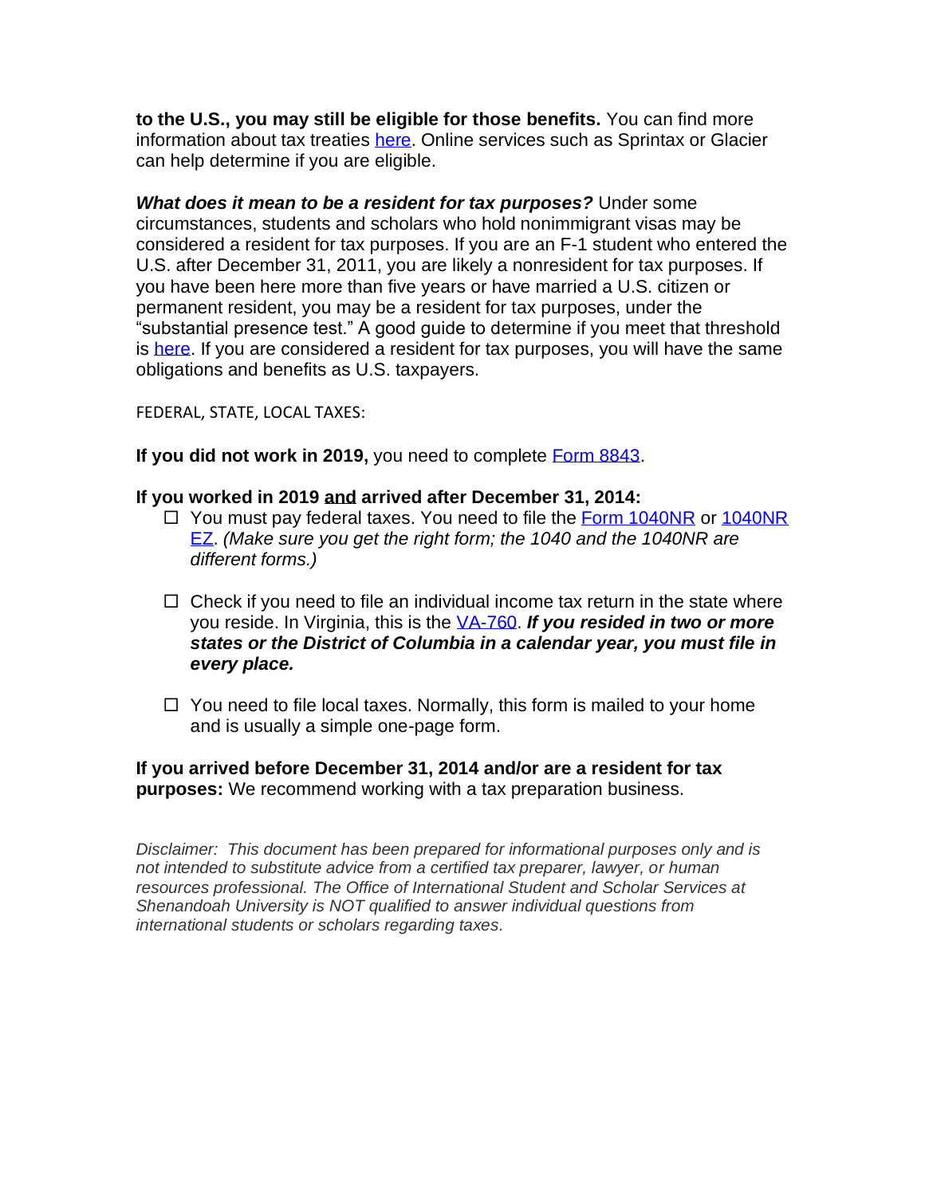**to the U.S., you may still be eligible for those benefits.** You can find more information about tax treaties [here](). Online services such as Sprintax or Glacier can help determine if you are eligible.

***What does it mean to be a resident for tax purposes?*** Under some circumstances, students and scholars who hold nonimmigrant visas may be considered a resident for tax purposes. If you are an F-1 student who entered the U.S. after December 31, 2011, you are likely a nonresident for tax purposes. If you have been here more than five years or have married a U.S. citizen or permanent resident, you may be a resident for tax purposes, under the "substantial presence test." A good guide to determine if you meet that threshold is [here](). If you are considered a resident for tax purposes, you will have the same obligations and benefits as U.S. taxpayers.

FEDERAL, STATE, LOCAL TAXES:

**If you did not work in 2019,** you need to complete [Form 8843]().

**If you worked in 2019 <u>and</u> arrived after December 31, 2014:**

- ☐ You must pay federal taxes. You need to file the [Form 1040NR]() or [1040NR EZ](). *(Make sure you get the right form; the 1040 and the 1040NR are different forms.)*

- ☐ Check if you need to file an individual income tax return in the state where you reside. In Virginia, this is the [VA-760](). ***If you resided in two or more states or the District of Columbia in a calendar year, you must file in every place.***

- ☐ You need to file local taxes. Normally, this form is mailed to your home and is usually a simple one-page form.

**If you arrived before December 31, 2014 and/or are a resident for tax purposes:** We recommend working with a tax preparation business.

*Disclaimer: This document has been prepared for informational purposes only and is not intended to substitute advice from a certified tax preparer, lawyer, or human resources professional. The Office of International Student and Scholar Services at Shenandoah University is NOT qualified to answer individual questions from international students or scholars regarding taxes.*